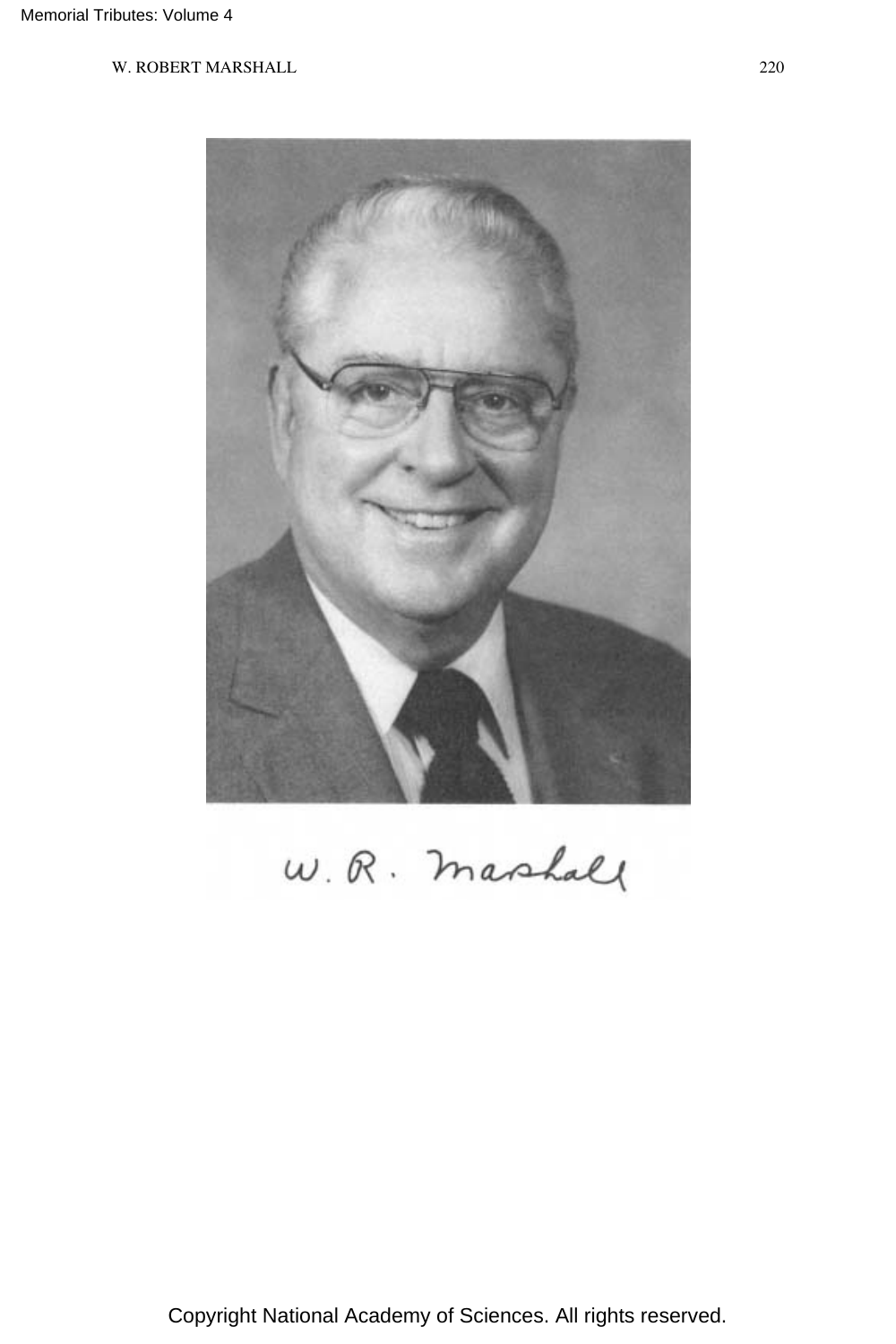W. R. Marshall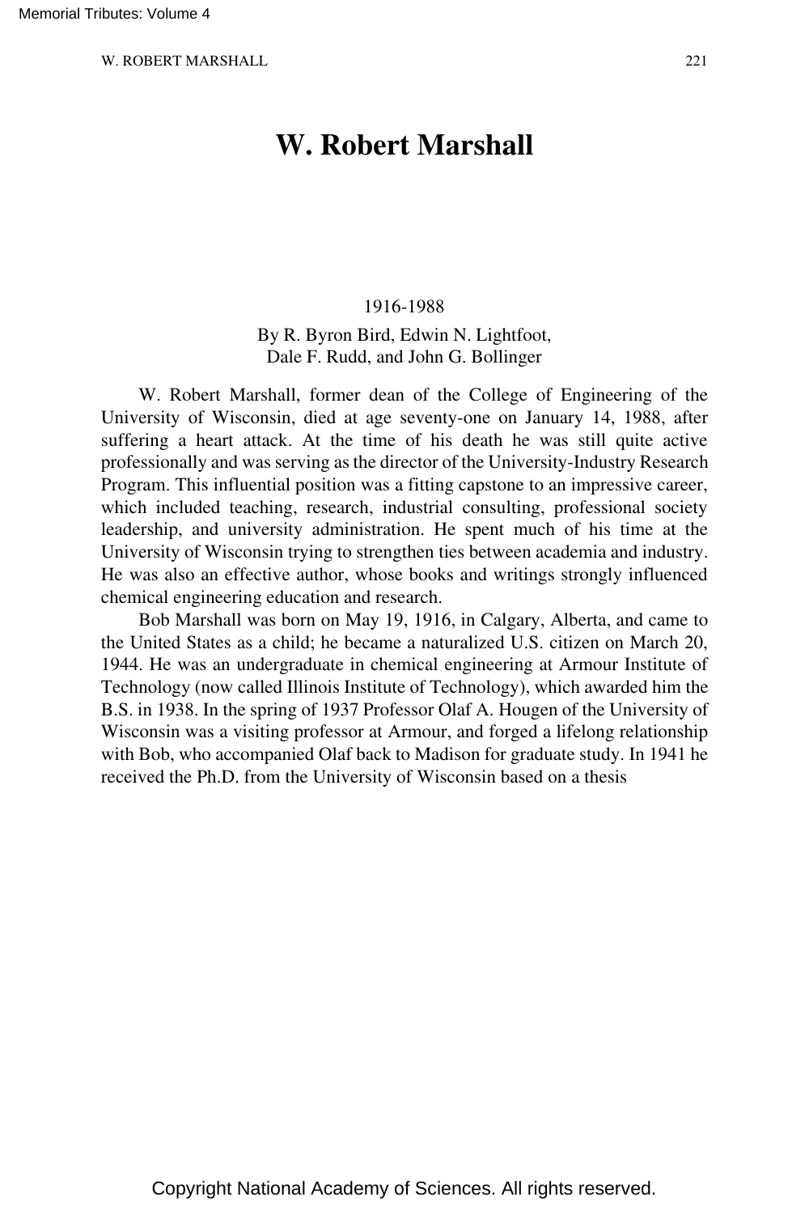# W. Robert Marshall

1916-1988

By R. Byron Bird, Edwin N. Lightfoot, Dale F. Rudd, and John G. Bollinger

W. Robert Marshall, former dean of the College of Engineering of the University of Wisconsin, died at age seventy-one on January 14, 1988, after suffering a heart attack. At the time of his death he was still quite active professionally and was serving as the director of the University-Industry Research Program. This influential position was a fitting capstone to an impressive career, which included teaching, research, industrial consulting, professional society leadership, and university administration. He spent much of his time at the University of Wisconsin trying to strengthen ties between academia and industry. He was also an effective author, whose books and writings strongly influenced chemical engineering education and research.

Bob Marshall was born on May 19, 1916, in Calgary, Alberta, and came to the United States as a child; he became a naturalized U.S. citizen on March 20, 1944. He was an undergraduate in chemical engineering at Armour Institute of Technology (now called Illinois Institute of Technology), which awarded him the B.S. in 1938. In the spring of 1937 Professor Olaf A. Hougen of the University of Wisconsin was a visiting professor at Armour, and forged a lifelong relationship with Bob, who accompanied Olaf back to Madison for graduate study. In 1941 he received the Ph.D. from the University of Wisconsin based on a thesis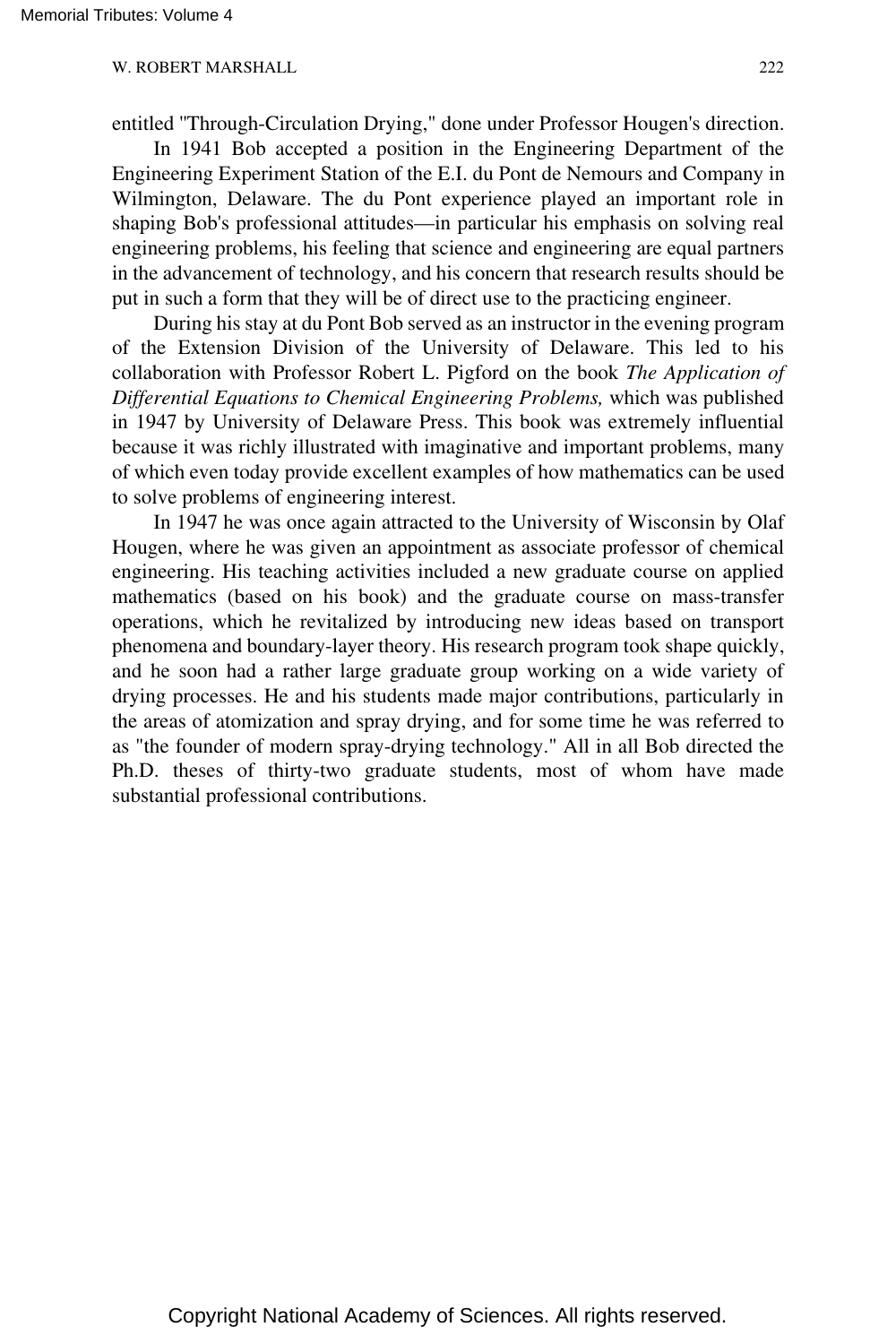entitled "Through-Circulation Drying," done under Professor Hougen's direction.

In 1941 Bob accepted a position in the Engineering Department of the Engineering Experiment Station of the E.I. du Pont de Nemours and Company in Wilmington, Delaware. The du Pont experience played an important role in shaping Bob's professional attitudes—in particular his emphasis on solving real engineering problems, his feeling that science and engineering are equal partners in the advancement of technology, and his concern that research results should be put in such a form that they will be of direct use to the practicing engineer.

During his stay at du Pont Bob served as an instructor in the evening program of the Extension Division of the University of Delaware. This led to his collaboration with Professor Robert L. Pigford on the book *The Application of Differential Equations to Chemical Engineering Problems,* which was published in 1947 by University of Delaware Press. This book was extremely influential because it was richly illustrated with imaginative and important problems, many of which even today provide excellent examples of how mathematics can be used to solve problems of engineering interest.

In 1947 he was once again attracted to the University of Wisconsin by Olaf Hougen, where he was given an appointment as associate professor of chemical engineering. His teaching activities included a new graduate course on applied mathematics (based on his book) and the graduate course on mass-transfer operations, which he revitalized by introducing new ideas based on transport phenomena and boundary-layer theory. His research program took shape quickly, and he soon had a rather large graduate group working on a wide variety of drying processes. He and his students made major contributions, particularly in the areas of atomization and spray drying, and for some time he was referred to as "the founder of modern spray-drying technology." All in all Bob directed the Ph.D. theses of thirty-two graduate students, most of whom have made substantial professional contributions.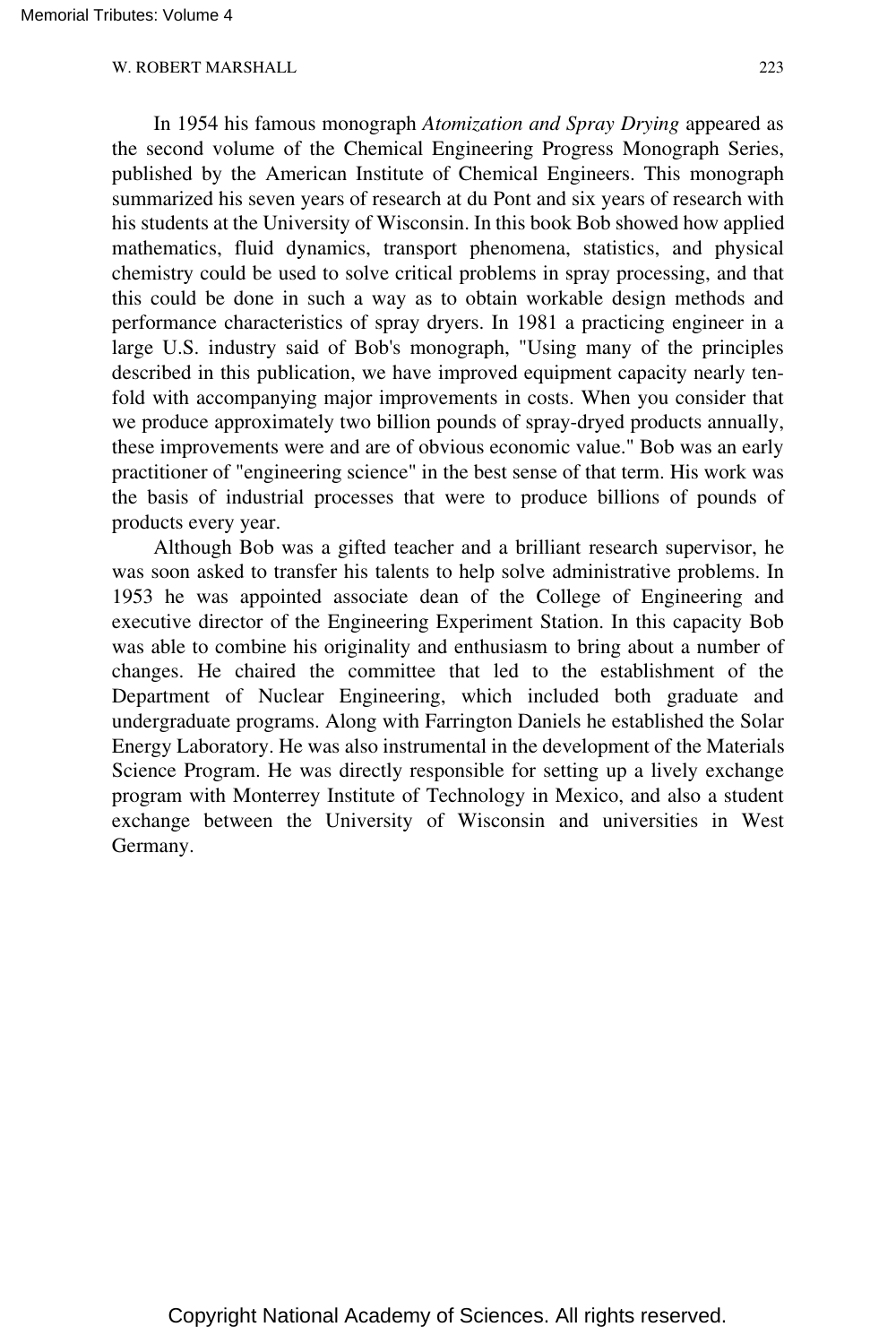In 1954 his famous monograph *Atomization and Spray Drying* appeared as the second volume of the Chemical Engineering Progress Monograph Series, published by the American Institute of Chemical Engineers. This monograph summarized his seven years of research at du Pont and six years of research with his students at the University of Wisconsin. In this book Bob showed how applied mathematics, fluid dynamics, transport phenomena, statistics, and physical chemistry could be used to solve critical problems in spray processing, and that this could be done in such a way as to obtain workable design methods and performance characteristics of spray dryers. In 1981 a practicing engineer in a large U.S. industry said of Bob's monograph, "Using many of the principles described in this publication, we have improved equipment capacity nearly ten-fold with accompanying major improvements in costs. When you consider that we produce approximately two billion pounds of spray-dryed products annually, these improvements were and are of obvious economic value." Bob was an early practitioner of "engineering science" in the best sense of that term. His work was the basis of industrial processes that were to produce billions of pounds of products every year.

Although Bob was a gifted teacher and a brilliant research supervisor, he was soon asked to transfer his talents to help solve administrative problems. In 1953 he was appointed associate dean of the College of Engineering and executive director of the Engineering Experiment Station. In this capacity Bob was able to combine his originality and enthusiasm to bring about a number of changes. He chaired the committee that led to the establishment of the Department of Nuclear Engineering, which included both graduate and undergraduate programs. Along with Farrington Daniels he established the Solar Energy Laboratory. He was also instrumental in the development of the Materials Science Program. He was directly responsible for setting up a lively exchange program with Monterrey Institute of Technology in Mexico, and also a student exchange between the University of Wisconsin and universities in West Germany.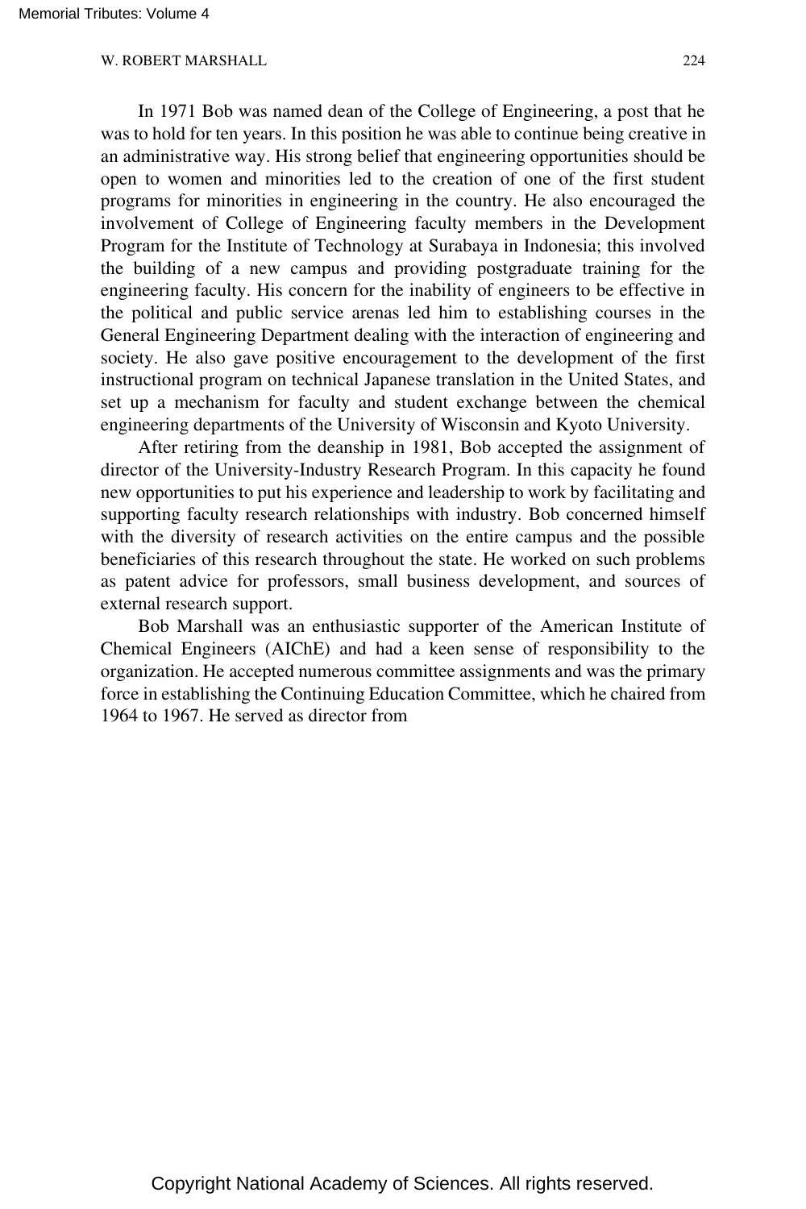In 1971 Bob was named dean of the College of Engineering, a post that he was to hold for ten years. In this position he was able to continue being creative in an administrative way. His strong belief that engineering opportunities should be open to women and minorities led to the creation of one of the first student programs for minorities in engineering in the country. He also encouraged the involvement of College of Engineering faculty members in the Development Program for the Institute of Technology at Surabaya in Indonesia; this involved the building of a new campus and providing postgraduate training for the engineering faculty. His concern for the inability of engineers to be effective in the political and public service arenas led him to establishing courses in the General Engineering Department dealing with the interaction of engineering and society. He also gave positive encouragement to the development of the first instructional program on technical Japanese translation in the United States, and set up a mechanism for faculty and student exchange between the chemical engineering departments of the University of Wisconsin and Kyoto University.

After retiring from the deanship in 1981, Bob accepted the assignment of director of the University-Industry Research Program. In this capacity he found new opportunities to put his experience and leadership to work by facilitating and supporting faculty research relationships with industry. Bob concerned himself with the diversity of research activities on the entire campus and the possible beneficiaries of this research throughout the state. He worked on such problems as patent advice for professors, small business development, and sources of external research support.

Bob Marshall was an enthusiastic supporter of the American Institute of Chemical Engineers (AIChE) and had a keen sense of responsibility to the organization. He accepted numerous committee assignments and was the primary force in establishing the Continuing Education Committee, which he chaired from 1964 to 1967. He served as director from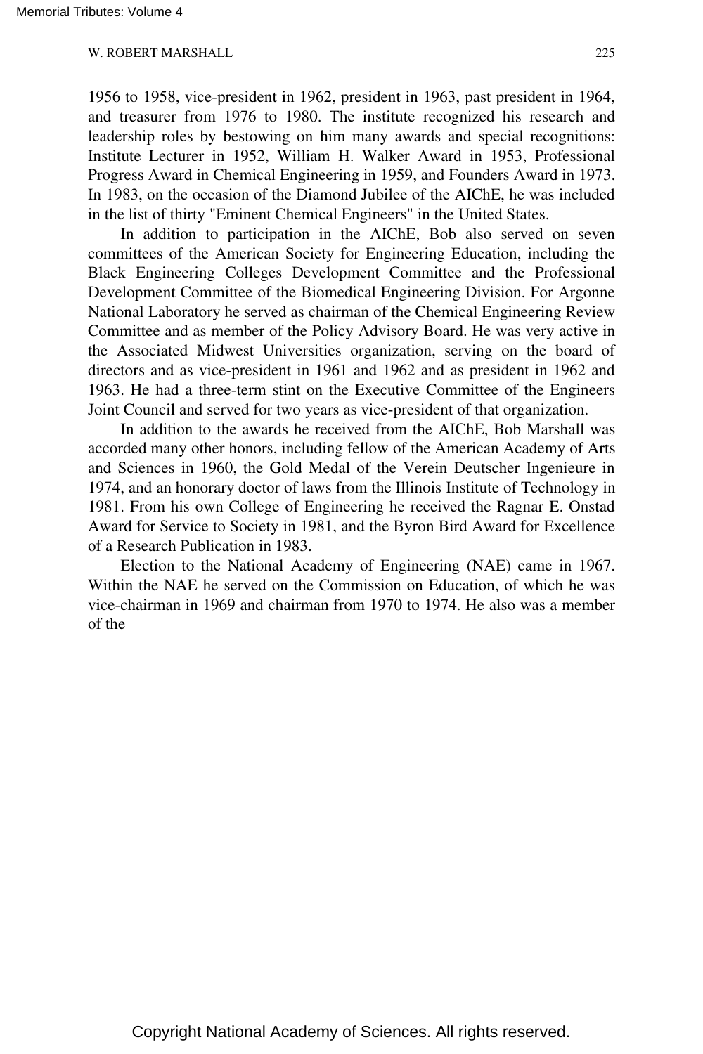1956 to 1958, vice-president in 1962, president in 1963, past president in 1964, and treasurer from 1976 to 1980. The institute recognized his research and leadership roles by bestowing on him many awards and special recognitions: Institute Lecturer in 1952, William H. Walker Award in 1953, Professional Progress Award in Chemical Engineering in 1959, and Founders Award in 1973. In 1983, on the occasion of the Diamond Jubilee of the AIChE, he was included in the list of thirty "Eminent Chemical Engineers" in the United States.

In addition to participation in the AIChE, Bob also served on seven committees of the American Society for Engineering Education, including the Black Engineering Colleges Development Committee and the Professional Development Committee of the Biomedical Engineering Division. For Argonne National Laboratory he served as chairman of the Chemical Engineering Review Committee and as member of the Policy Advisory Board. He was very active in the Associated Midwest Universities organization, serving on the board of directors and as vice-president in 1961 and 1962 and as president in 1962 and 1963. He had a three-term stint on the Executive Committee of the Engineers Joint Council and served for two years as vice-president of that organization.

In addition to the awards he received from the AIChE, Bob Marshall was accorded many other honors, including fellow of the American Academy of Arts and Sciences in 1960, the Gold Medal of the Verein Deutscher Ingenieure in 1974, and an honorary doctor of laws from the Illinois Institute of Technology in 1981. From his own College of Engineering he received the Ragnar E. Onstad Award for Service to Society in 1981, and the Byron Bird Award for Excellence of a Research Publication in 1983.

Election to the National Academy of Engineering (NAE) came in 1967. Within the NAE he served on the Commission on Education, of which he was vice-chairman in 1969 and chairman from 1970 to 1974. He also was a member of the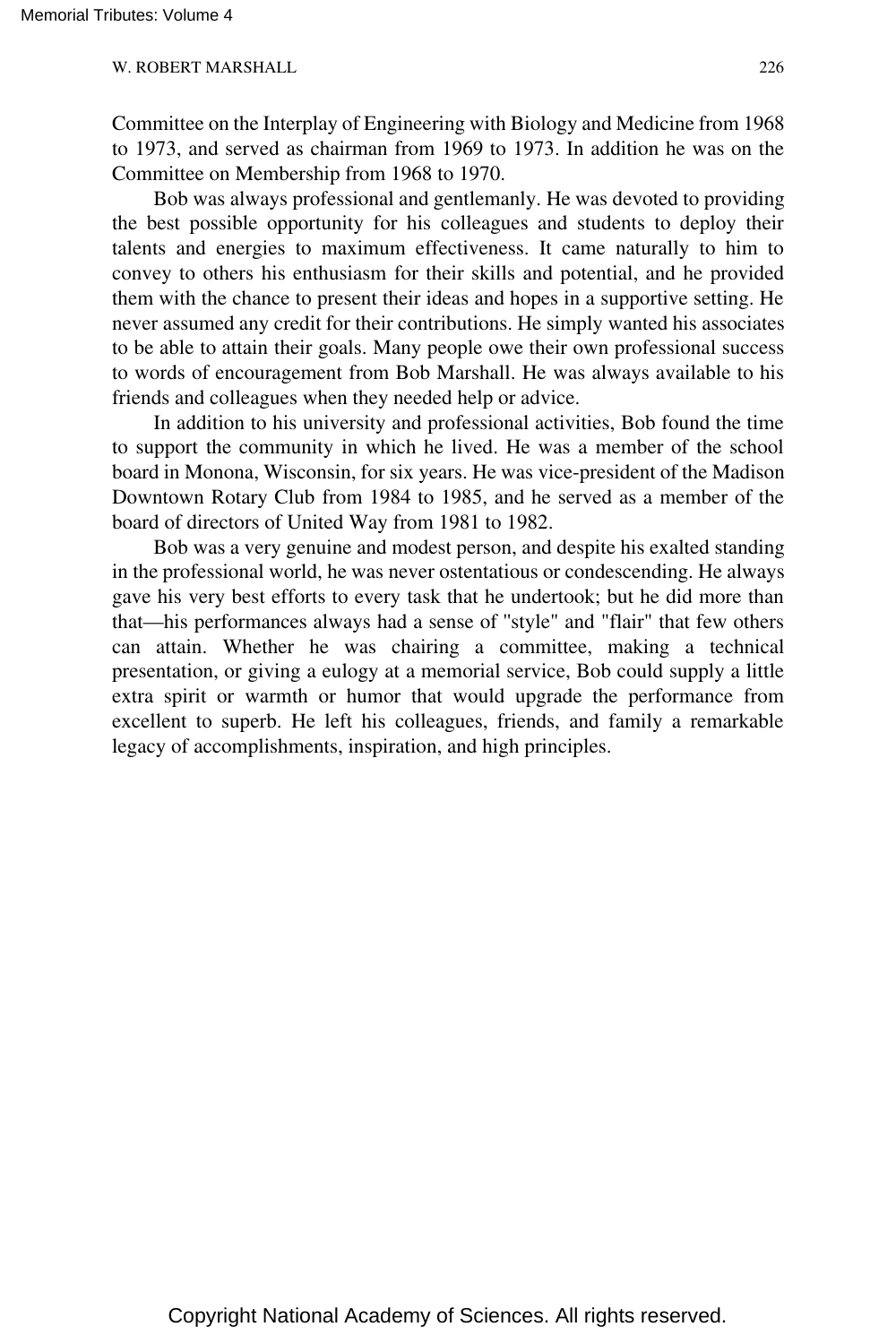Committee on the Interplay of Engineering with Biology and Medicine from 1968 to 1973, and served as chairman from 1969 to 1973. In addition he was on the Committee on Membership from 1968 to 1970.

Bob was always professional and gentlemanly. He was devoted to providing the best possible opportunity for his colleagues and students to deploy their talents and energies to maximum effectiveness. It came naturally to him to convey to others his enthusiasm for their skills and potential, and he provided them with the chance to present their ideas and hopes in a supportive setting. He never assumed any credit for their contributions. He simply wanted his associates to be able to attain their goals. Many people owe their own professional success to words of encouragement from Bob Marshall. He was always available to his friends and colleagues when they needed help or advice.

In addition to his university and professional activities, Bob found the time to support the community in which he lived. He was a member of the school board in Monona, Wisconsin, for six years. He was vice-president of the Madison Downtown Rotary Club from 1984 to 1985, and he served as a member of the board of directors of United Way from 1981 to 1982.

Bob was a very genuine and modest person, and despite his exalted standing in the professional world, he was never ostentatious or condescending. He always gave his very best efforts to every task that he undertook; but he did more than that—his performances always had a sense of "style" and "flair" that few others can attain. Whether he was chairing a committee, making a technical presentation, or giving a eulogy at a memorial service, Bob could supply a little extra spirit or warmth or humor that would upgrade the performance from excellent to superb. He left his colleagues, friends, and family a remarkable legacy of accomplishments, inspiration, and high principles.